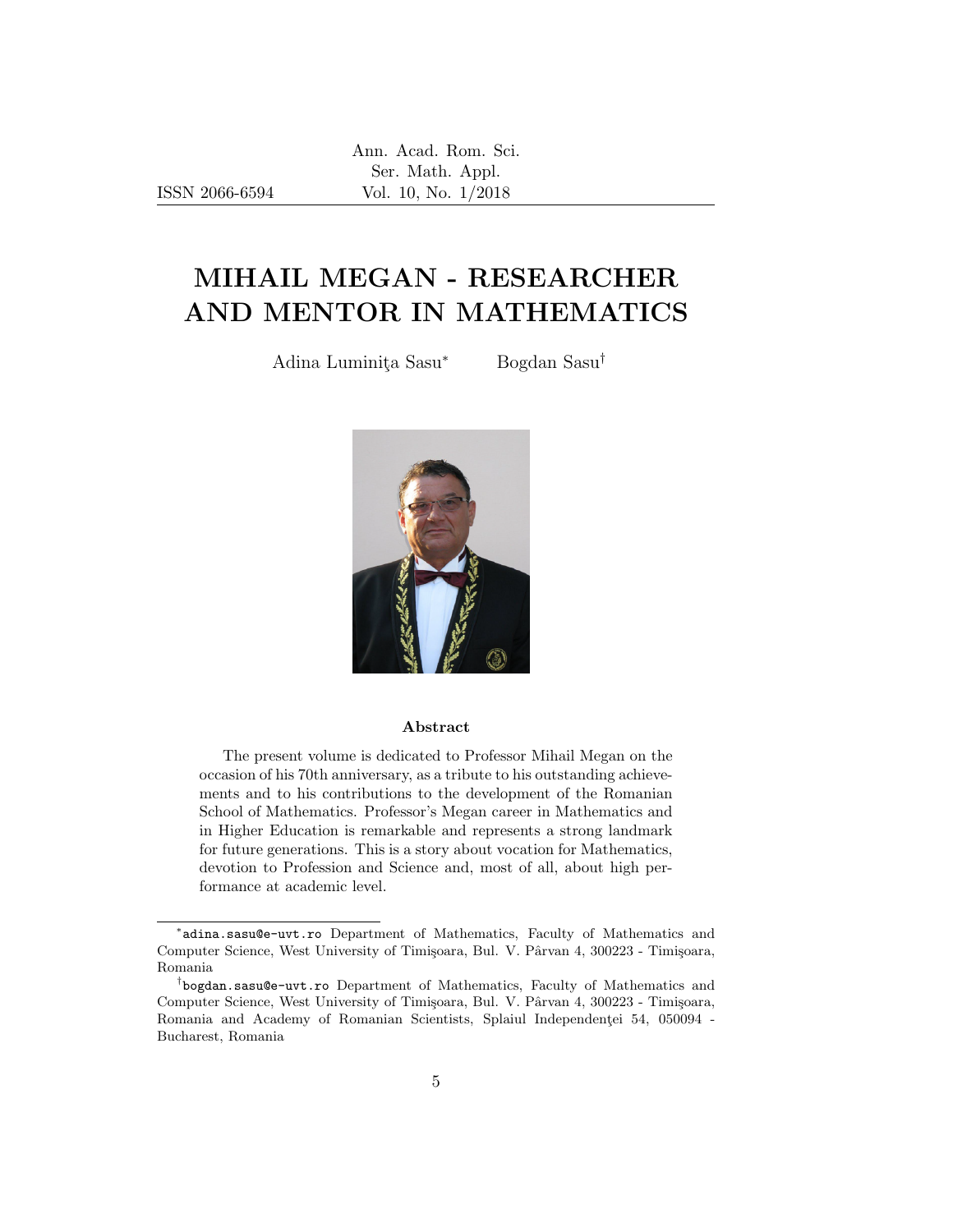ISSN 2066-6594

# MIHAIL MEGAN - RESEARCHER AND MENTOR IN MATHEMATICS

Adina Luminiţa Sasu[*] Bogdan Sasu[†]

### Abstract

The present volume is dedicated to Professor Mihail Megan on the occasion of his 70th anniversary, as a tribute to his outstanding achievements and to his contributions to the development of the Romanian School of Mathematics. Professor's Megan career in Mathematics and in Higher Education is remarkable and represents a strong landmark for future generations. This is a story about vocation for Mathematics, devotion to Profession and Science and, most of all, about high performance at academic level.

---

[*] adina.sasu@e-uvt.ro Department of Mathematics, Faculty of Mathematics and Computer Science, West University of Timişoara, Bul. V. Pârvan 4, 300223 - Timişoara, Romania

[†] bogdan.sasu@e-uvt.ro Department of Mathematics, Faculty of Mathematics and Computer Science, West University of Timişoara, Bul. V. Pârvan 4, 300223 - Timişoara, Romania and Academy of Romanian Scientists, Splaiul Independenţei 54, 050094 - Bucharest, Romania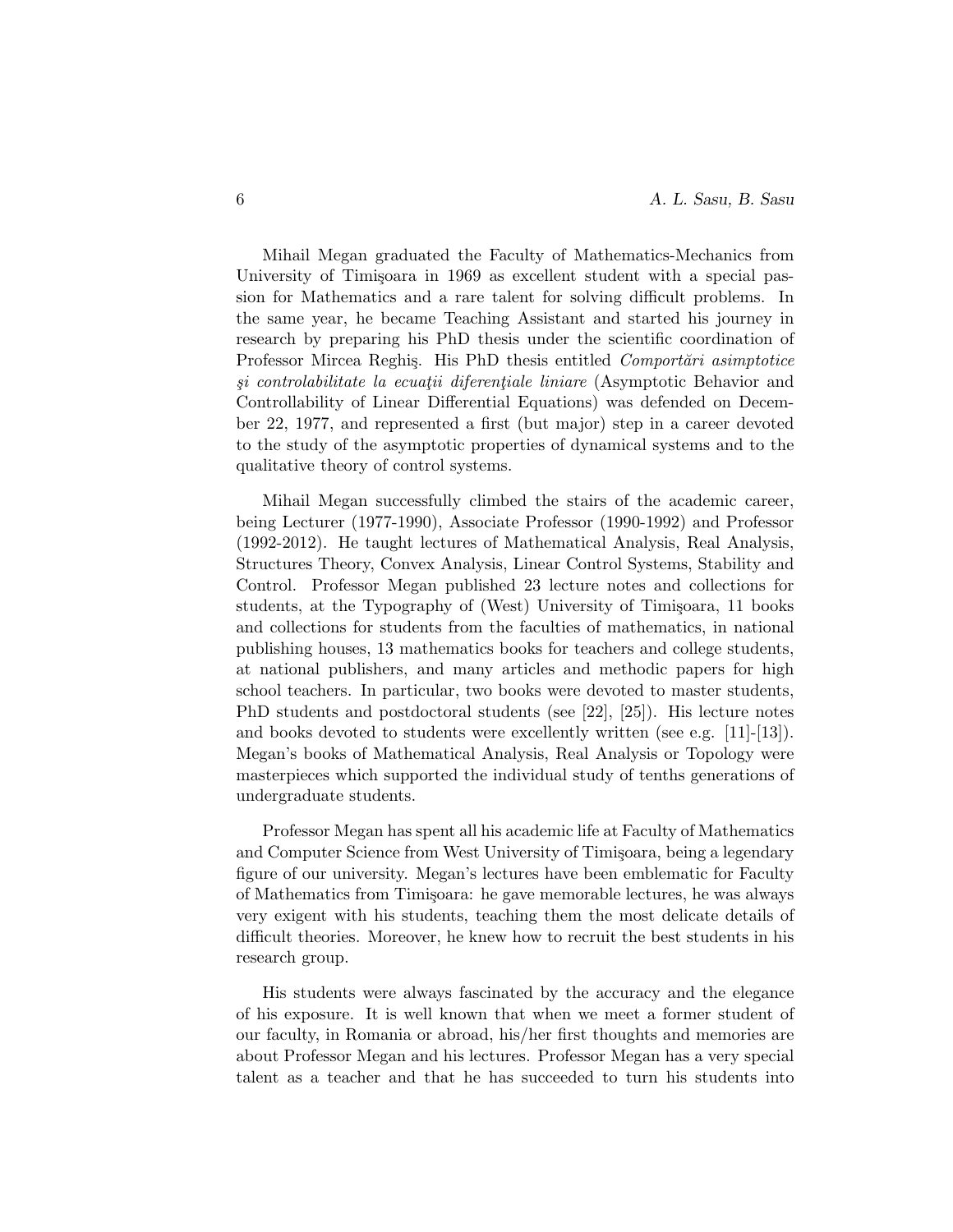Mihail Megan graduated the Faculty of Mathematics-Mechanics from University of Timişoara in 1969 as excellent student with a special passion for Mathematics and a rare talent for solving difficult problems. In the same year, he became Teaching Assistant and started his journey in research by preparing his PhD thesis under the scientific coordination of Professor Mircea Reghiş. His PhD thesis entitled *Comportări asimptotice şi controlabilitate la ecuaţii diferenţiale liniare* (Asymptotic Behavior and Controllability of Linear Differential Equations) was defended on December 22, 1977, and represented a first (but major) step in a career devoted to the study of the asymptotic properties of dynamical systems and to the qualitative theory of control systems.

Mihail Megan successfully climbed the stairs of the academic career, being Lecturer (1977-1990), Associate Professor (1990-1992) and Professor (1992-2012). He taught lectures of Mathematical Analysis, Real Analysis, Structures Theory, Convex Analysis, Linear Control Systems, Stability and Control. Professor Megan published 23 lecture notes and collections for students, at the Typography of (West) University of Timişoara, 11 books and collections for students from the faculties of mathematics, in national publishing houses, 13 mathematics books for teachers and college students, at national publishers, and many articles and methodic papers for high school teachers. In particular, two books were devoted to master students, PhD students and postdoctoral students (see [22], [25]). His lecture notes and books devoted to students were excellently written (see e.g. [11]-[13]). Megan's books of Mathematical Analysis, Real Analysis or Topology were masterpieces which supported the individual study of tenths generations of undergraduate students.

Professor Megan has spent all his academic life at Faculty of Mathematics and Computer Science from West University of Timişoara, being a legendary figure of our university. Megan's lectures have been emblematic for Faculty of Mathematics from Timişoara: he gave memorable lectures, he was always very exigent with his students, teaching them the most delicate details of difficult theories. Moreover, he knew how to recruit the best students in his research group.

His students were always fascinated by the accuracy and the elegance of his exposure. It is well known that when we meet a former student of our faculty, in Romania or abroad, his/her first thoughts and memories are about Professor Megan and his lectures. Professor Megan has a very special talent as a teacher and that he has succeeded to turn his students into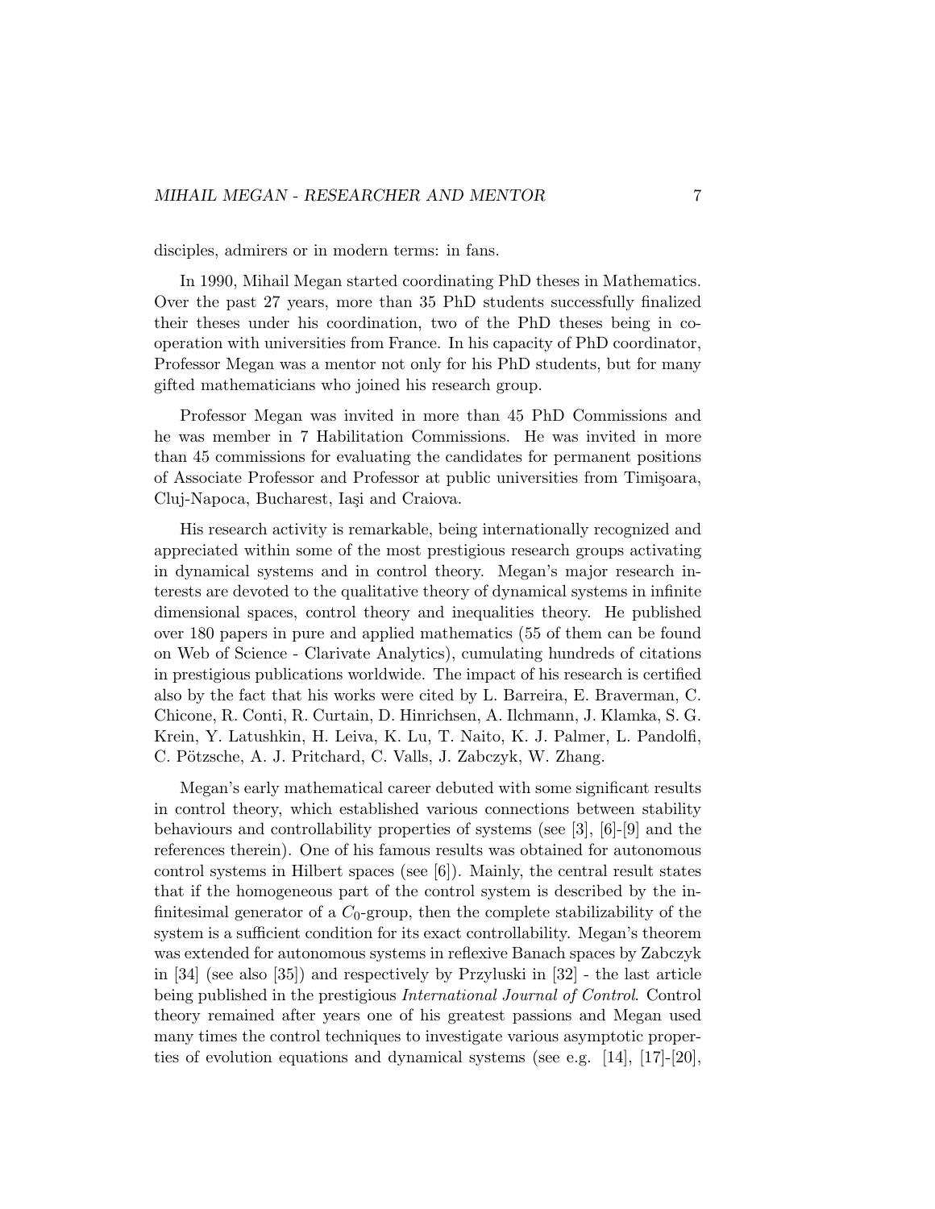disciples, admirers or in modern terms: in fans.

In 1990, Mihail Megan started coordinating PhD theses in Mathematics. Over the past 27 years, more than 35 PhD students successfully finalized their theses under his coordination, two of the PhD theses being in co-operation with universities from France. In his capacity of PhD coordinator, Professor Megan was a mentor not only for his PhD students, but for many gifted mathematicians who joined his research group.

Professor Megan was invited in more than 45 PhD Commissions and he was member in 7 Habilitation Commissions. He was invited in more than 45 commissions for evaluating the candidates for permanent positions of Associate Professor and Professor at public universities from Timişoara, Cluj-Napoca, Bucharest, Iaşi and Craiova.

His research activity is remarkable, being internationally recognized and appreciated within some of the most prestigious research groups activating in dynamical systems and in control theory. Megan's major research interests are devoted to the qualitative theory of dynamical systems in infinite dimensional spaces, control theory and inequalities theory. He published over 180 papers in pure and applied mathematics (55 of them can be found on Web of Science - Clarivate Analytics), cumulating hundreds of citations in prestigious publications worldwide. The impact of his research is certified also by the fact that his works were cited by L. Barreira, E. Braverman, C. Chicone, R. Conti, R. Curtain, D. Hinrichsen, A. Ilchmann, J. Klamka, S. G. Krein, Y. Latushkin, H. Leiva, K. Lu, T. Naito, K. J. Palmer, L. Pandolfi, C. Pötzsche, A. J. Pritchard, C. Valls, J. Zabczyk, W. Zhang.

Megan's early mathematical career debuted with some significant results in control theory, which established various connections between stability behaviours and controllability properties of systems (see [3], [6]-[9] and the references therein). One of his famous results was obtained for autonomous control systems in Hilbert spaces (see [6]). Mainly, the central result states that if the homogeneous part of the control system is described by the infinitesimal generator of a $C_0$-group, then the complete stabilizability of the system is a sufficient condition for its exact controllability. Megan's theorem was extended for autonomous systems in reflexive Banach spaces by Zabczyk in [34] (see also [35]) and respectively by Przyluski in [32] - the last article being published in the prestigious *International Journal of Control*. Control theory remained after years one of his greatest passions and Megan used many times the control techniques to investigate various asymptotic properties of evolution equations and dynamical systems (see e.g. [14], [17]-[20],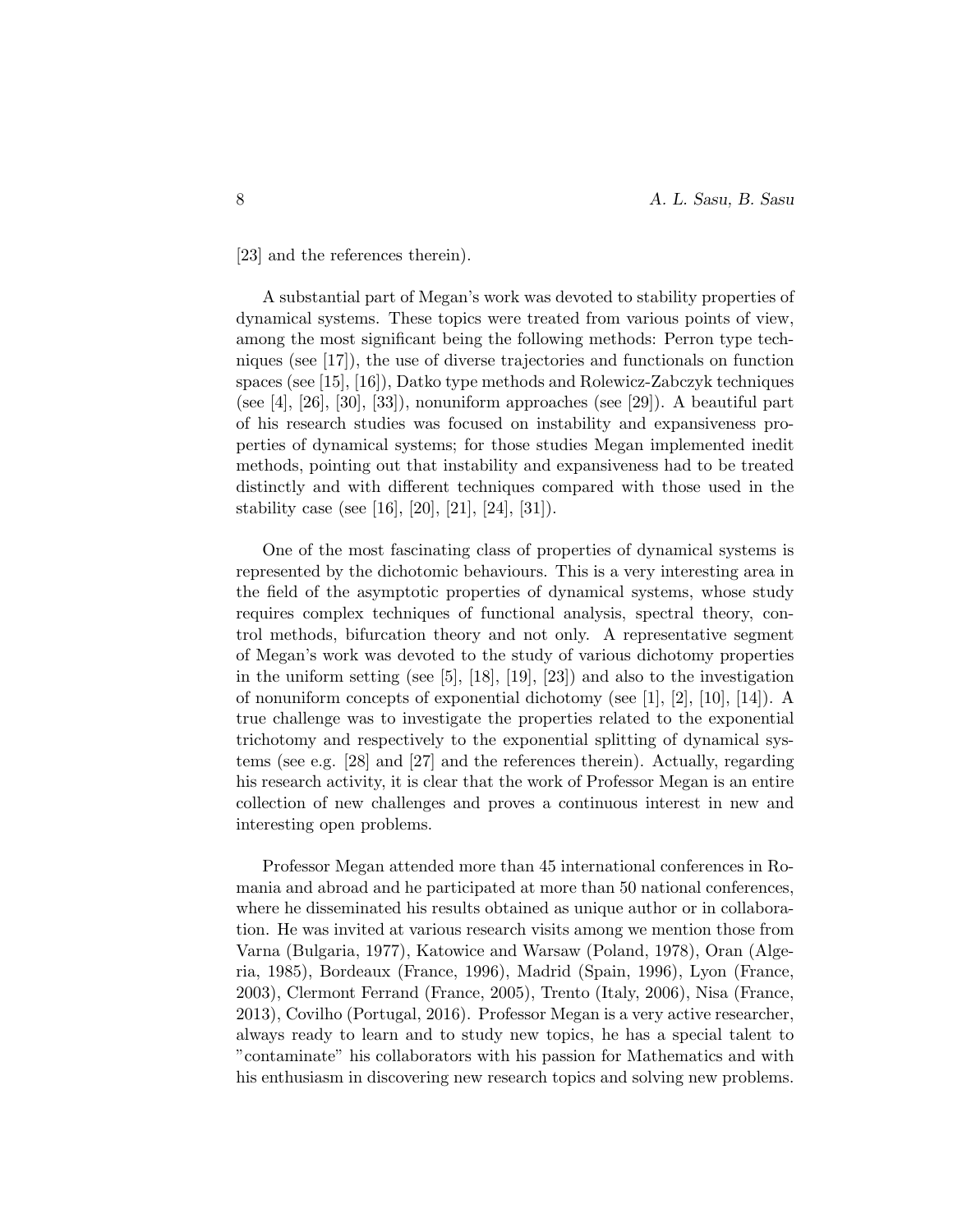[23] and the references therein).

A substantial part of Megan's work was devoted to stability properties of dynamical systems. These topics were treated from various points of view, among the most significant being the following methods: Perron type techniques (see [17]), the use of diverse trajectories and functionals on function spaces (see [15], [16]), Datko type methods and Rolewicz-Zabczyk techniques (see [4], [26], [30], [33]), nonuniform approaches (see [29]). A beautiful part of his research studies was focused on instability and expansiveness properties of dynamical systems; for those studies Megan implemented inedit methods, pointing out that instability and expansiveness had to be treated distinctly and with different techniques compared with those used in the stability case (see [16], [20], [21], [24], [31]).

One of the most fascinating class of properties of dynamical systems is represented by the dichotomic behaviours. This is a very interesting area in the field of the asymptotic properties of dynamical systems, whose study requires complex techniques of functional analysis, spectral theory, control methods, bifurcation theory and not only. A representative segment of Megan's work was devoted to the study of various dichotomy properties in the uniform setting (see [5], [18], [19], [23]) and also to the investigation of nonuniform concepts of exponential dichotomy (see [1], [2], [10], [14]). A true challenge was to investigate the properties related to the exponential trichotomy and respectively to the exponential splitting of dynamical systems (see e.g. [28] and [27] and the references therein). Actually, regarding his research activity, it is clear that the work of Professor Megan is an entire collection of new challenges and proves a continuous interest in new and interesting open problems.

Professor Megan attended more than 45 international conferences in Romania and abroad and he participated at more than 50 national conferences, where he disseminated his results obtained as unique author or in collaboration. He was invited at various research visits among we mention those from Varna (Bulgaria, 1977), Katowice and Warsaw (Poland, 1978), Oran (Algeria, 1985), Bordeaux (France, 1996), Madrid (Spain, 1996), Lyon (France, 2003), Clermont Ferrand (France, 2005), Trento (Italy, 2006), Nisa (France, 2013), Covilho (Portugal, 2016). Professor Megan is a very active researcher, always ready to learn and to study new topics, he has a special talent to "contaminate" his collaborators with his passion for Mathematics and with his enthusiasm in discovering new research topics and solving new problems.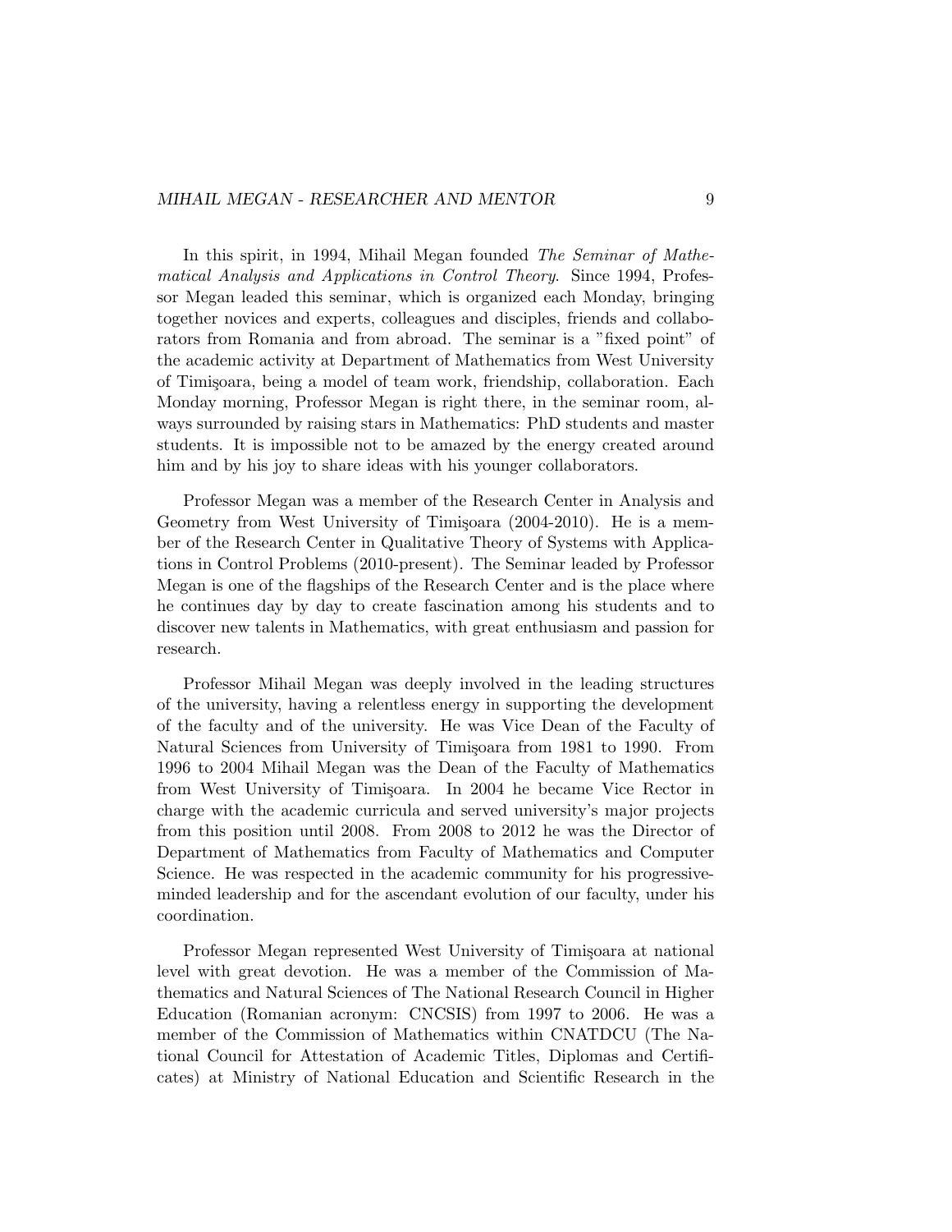In this spirit, in 1994, Mihail Megan founded *The Seminar of Mathematical Analysis and Applications in Control Theory*. Since 1994, Professor Megan leaded this seminar, which is organized each Monday, bringing together novices and experts, colleagues and disciples, friends and collaborators from Romania and from abroad. The seminar is a "fixed point" of the academic activity at Department of Mathematics from West University of Timişoara, being a model of team work, friendship, collaboration. Each Monday morning, Professor Megan is right there, in the seminar room, always surrounded by raising stars in Mathematics: PhD students and master students. It is impossible not to be amazed by the energy created around him and by his joy to share ideas with his younger collaborators.

Professor Megan was a member of the Research Center in Analysis and Geometry from West University of Timişoara (2004-2010). He is a member of the Research Center in Qualitative Theory of Systems with Applications in Control Problems (2010-present). The Seminar leaded by Professor Megan is one of the flagships of the Research Center and is the place where he continues day by day to create fascination among his students and to discover new talents in Mathematics, with great enthusiasm and passion for research.

Professor Mihail Megan was deeply involved in the leading structures of the university, having a relentless energy in supporting the development of the faculty and of the university. He was Vice Dean of the Faculty of Natural Sciences from University of Timişoara from 1981 to 1990. From 1996 to 2004 Mihail Megan was the Dean of the Faculty of Mathematics from West University of Timişoara. In 2004 he became Vice Rector in charge with the academic curricula and served university's major projects from this position until 2008. From 2008 to 2012 he was the Director of Department of Mathematics from Faculty of Mathematics and Computer Science. He was respected in the academic community for his progressive-minded leadership and for the ascendant evolution of our faculty, under his coordination.

Professor Megan represented West University of Timişoara at national level with great devotion. He was a member of the Commission of Mathematics and Natural Sciences of The National Research Council in Higher Education (Romanian acronym: CNCSIS) from 1997 to 2006. He was a member of the Commission of Mathematics within CNATDCU (The National Council for Attestation of Academic Titles, Diplomas and Certificates) at Ministry of National Education and Scientific Research in the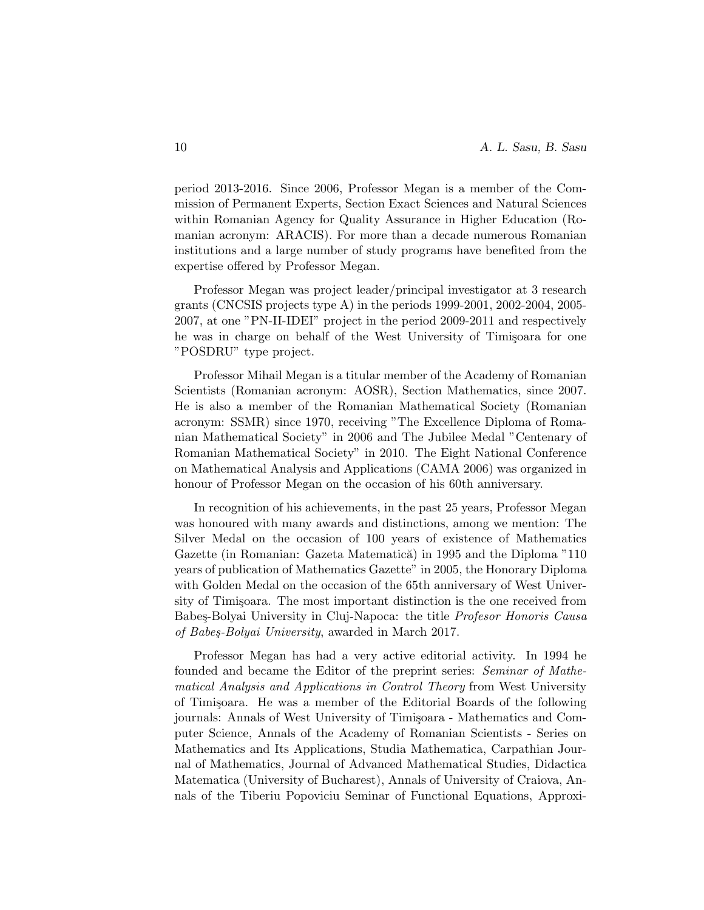period 2013-2016. Since 2006, Professor Megan is a member of the Commission of Permanent Experts, Section Exact Sciences and Natural Sciences within Romanian Agency for Quality Assurance in Higher Education (Romanian acronym: ARACIS). For more than a decade numerous Romanian institutions and a large number of study programs have benefited from the expertise offered by Professor Megan.

Professor Megan was project leader/principal investigator at 3 research grants (CNCSIS projects type A) in the periods 1999-2001, 2002-2004, 2005-2007, at one "PN-II-IDEI" project in the period 2009-2011 and respectively he was in charge on behalf of the West University of Timişoara for one "POSDRU" type project.

Professor Mihail Megan is a titular member of the Academy of Romanian Scientists (Romanian acronym: AOSR), Section Mathematics, since 2007. He is also a member of the Romanian Mathematical Society (Romanian acronym: SSMR) since 1970, receiving "The Excellence Diploma of Romanian Mathematical Society" in 2006 and The Jubilee Medal "Centenary of Romanian Mathematical Society" in 2010. The Eight National Conference on Mathematical Analysis and Applications (CAMA 2006) was organized in honour of Professor Megan on the occasion of his 60th anniversary.

In recognition of his achievements, in the past 25 years, Professor Megan was honoured with many awards and distinctions, among we mention: The Silver Medal on the occasion of 100 years of existence of Mathematics Gazette (in Romanian: Gazeta Matematică) in 1995 and the Diploma "110 years of publication of Mathematics Gazette" in 2005, the Honorary Diploma with Golden Medal on the occasion of the 65th anniversary of West University of Timişoara. The most important distinction is the one received from Babeş-Bolyai University in Cluj-Napoca: the title *Profesor Honoris Causa of Babeş-Bolyai University*, awarded in March 2017.

Professor Megan has had a very active editorial activity. In 1994 he founded and became the Editor of the preprint series: *Seminar of Mathematical Analysis and Applications in Control Theory* from West University of Timişoara. He was a member of the Editorial Boards of the following journals: Annals of West University of Timişoara - Mathematics and Computer Science, Annals of the Academy of Romanian Scientists - Series on Mathematics and Its Applications, Studia Mathematica, Carpathian Journal of Mathematics, Journal of Advanced Mathematical Studies, Didactica Matematica (University of Bucharest), Annals of University of Craiova, Annals of the Tiberiu Popoviciu Seminar of Functional Equations, Approxi-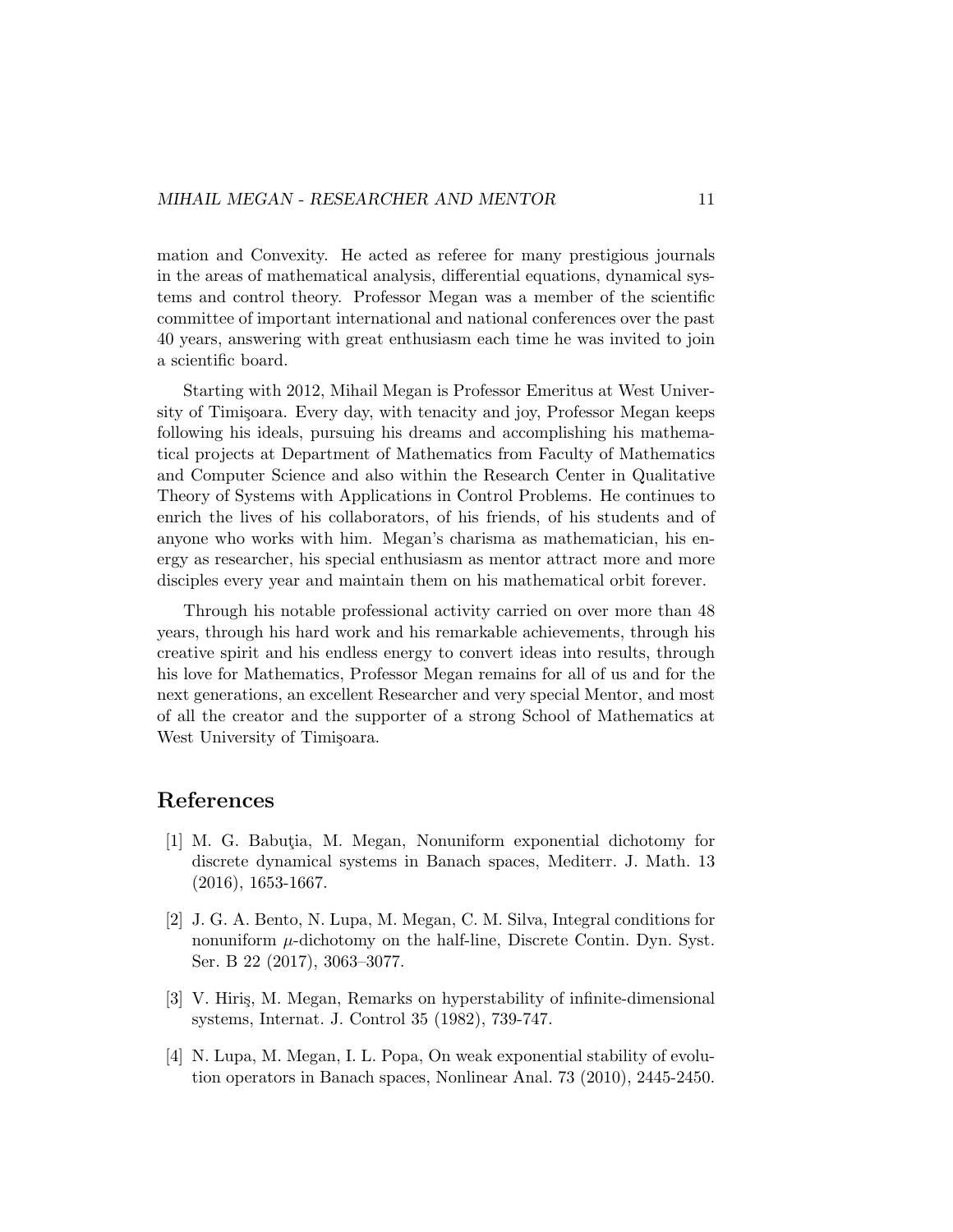mation and Convexity. He acted as referee for many prestigious journals in the areas of mathematical analysis, differential equations, dynamical systems and control theory. Professor Megan was a member of the scientific committee of important international and national conferences over the past 40 years, answering with great enthusiasm each time he was invited to join a scientific board.

Starting with 2012, Mihail Megan is Professor Emeritus at West University of Timişoara. Every day, with tenacity and joy, Professor Megan keeps following his ideals, pursuing his dreams and accomplishing his mathematical projects at Department of Mathematics from Faculty of Mathematics and Computer Science and also within the Research Center in Qualitative Theory of Systems with Applications in Control Problems. He continues to enrich the lives of his collaborators, of his friends, of his students and of anyone who works with him. Megan's charisma as mathematician, his energy as researcher, his special enthusiasm as mentor attract more and more disciples every year and maintain them on his mathematical orbit forever.

Through his notable professional activity carried on over more than 48 years, through his hard work and his remarkable achievements, through his creative spirit and his endless energy to convert ideas into results, through his love for Mathematics, Professor Megan remains for all of us and for the next generations, an excellent Researcher and very special Mentor, and most of all the creator and the supporter of a strong School of Mathematics at West University of Timişoara.

## References

[1] M. G. Babuţia, M. Megan, Nonuniform exponential dichotomy for discrete dynamical systems in Banach spaces, Mediterr. J. Math. 13 (2016), 1653-1667.

[2] J. G. A. Bento, N. Lupa, M. Megan, C. M. Silva, Integral conditions for nonuniform $\mu$-dichotomy on the half-line, Discrete Contin. Dyn. Syst. Ser. B 22 (2017), 3063–3077.

[3] V. Hiriş, M. Megan, Remarks on hyperstability of infinite-dimensional systems, Internat. J. Control 35 (1982), 739-747.

[4] N. Lupa, M. Megan, I. L. Popa, On weak exponential stability of evolution operators in Banach spaces, Nonlinear Anal. 73 (2010), 2445-2450.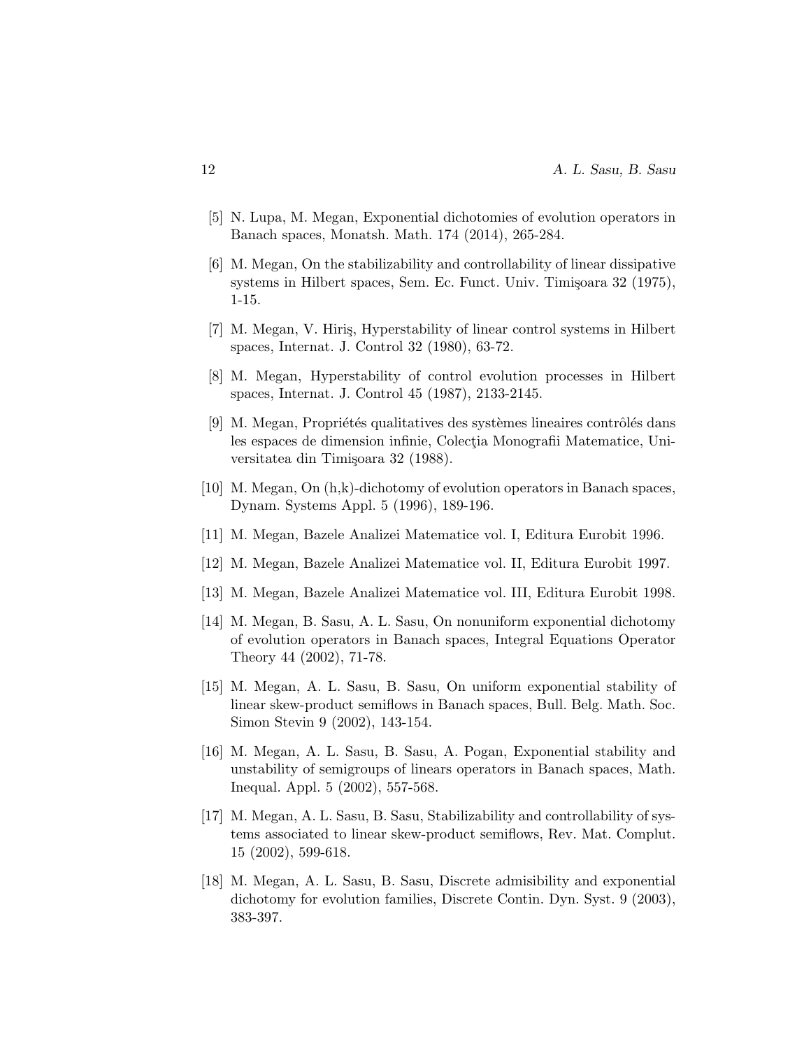[5] N. Lupa, M. Megan, Exponential dichotomies of evolution operators in Banach spaces, Monatsh. Math. 174 (2014), 265-284.

[6] M. Megan, On the stabilizability and controllability of linear dissipative systems in Hilbert spaces, Sem. Ec. Funct. Univ. Timişoara 32 (1975), 1-15.

[7] M. Megan, V. Hiriş, Hyperstability of linear control systems in Hilbert spaces, Internat. J. Control 32 (1980), 63-72.

[8] M. Megan, Hyperstability of control evolution processes in Hilbert spaces, Internat. J. Control 45 (1987), 2133-2145.

[9] M. Megan, Propriétés qualitatives des systèmes lineaires contrôlés dans les espaces de dimension infinie, Colecţia Monografii Matematice, Universitatea din Timişoara 32 (1988).

[10] M. Megan, On (h,k)-dichotomy of evolution operators in Banach spaces, Dynam. Systems Appl. 5 (1996), 189-196.

[11] M. Megan, Bazele Analizei Matematice vol. I, Editura Eurobit 1996.

[12] M. Megan, Bazele Analizei Matematice vol. II, Editura Eurobit 1997.

[13] M. Megan, Bazele Analizei Matematice vol. III, Editura Eurobit 1998.

[14] M. Megan, B. Sasu, A. L. Sasu, On nonuniform exponential dichotomy of evolution operators in Banach spaces, Integral Equations Operator Theory 44 (2002), 71-78.

[15] M. Megan, A. L. Sasu, B. Sasu, On uniform exponential stability of linear skew-product semiflows in Banach spaces, Bull. Belg. Math. Soc. Simon Stevin 9 (2002), 143-154.

[16] M. Megan, A. L. Sasu, B. Sasu, A. Pogan, Exponential stability and unstability of semigroups of linears operators in Banach spaces, Math. Inequal. Appl. 5 (2002), 557-568.

[17] M. Megan, A. L. Sasu, B. Sasu, Stabilizability and controllability of systems associated to linear skew-product semiflows, Rev. Mat. Complut. 15 (2002), 599-618.

[18] M. Megan, A. L. Sasu, B. Sasu, Discrete admisibility and exponential dichotomy for evolution families, Discrete Contin. Dyn. Syst. 9 (2003), 383-397.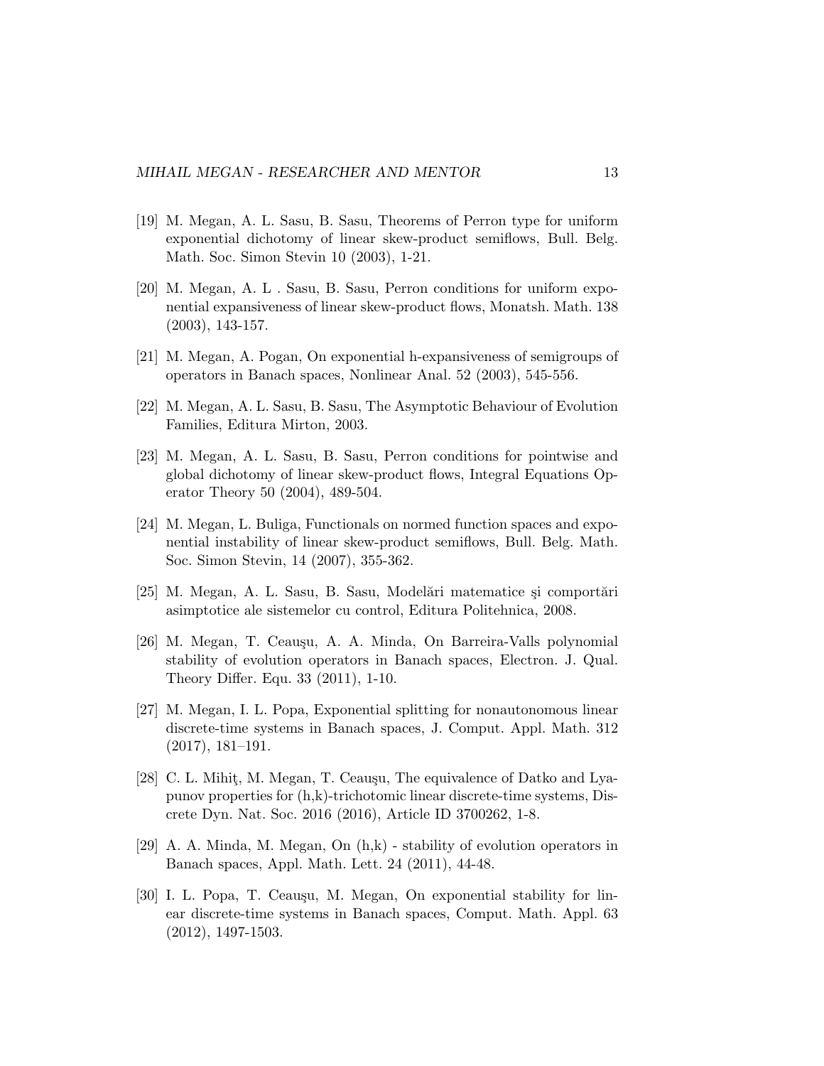[19] M. Megan, A. L. Sasu, B. Sasu, Theorems of Perron type for uniform exponential dichotomy of linear skew-product semiflows, Bull. Belg. Math. Soc. Simon Stevin 10 (2003), 1-21.

[20] M. Megan, A. L . Sasu, B. Sasu, Perron conditions for uniform exponential expansiveness of linear skew-product flows, Monatsh. Math. 138 (2003), 143-157.

[21] M. Megan, A. Pogan, On exponential h-expansiveness of semigroups of operators in Banach spaces, Nonlinear Anal. 52 (2003), 545-556.

[22] M. Megan, A. L. Sasu, B. Sasu, The Asymptotic Behaviour of Evolution Families, Editura Mirton, 2003.

[23] M. Megan, A. L. Sasu, B. Sasu, Perron conditions for pointwise and global dichotomy of linear skew-product flows, Integral Equations Operator Theory 50 (2004), 489-504.

[24] M. Megan, L. Buliga, Functionals on normed function spaces and exponential instability of linear skew-product semiflows, Bull. Belg. Math. Soc. Simon Stevin, 14 (2007), 355-362.

[25] M. Megan, A. L. Sasu, B. Sasu, Modelări matematice şi comportări asimptotice ale sistemelor cu control, Editura Politehnica, 2008.

[26] M. Megan, T. Ceauşu, A. A. Minda, On Barreira-Valls polynomial stability of evolution operators in Banach spaces, Electron. J. Qual. Theory Differ. Equ. 33 (2011), 1-10.

[27] M. Megan, I. L. Popa, Exponential splitting for nonautonomous linear discrete-time systems in Banach spaces, J. Comput. Appl. Math. 312 (2017), 181–191.

[28] C. L. Mihiţ, M. Megan, T. Ceauşu, The equivalence of Datko and Lyapunov properties for (h,k)-trichotomic linear discrete-time systems, Discrete Dyn. Nat. Soc. 2016 (2016), Article ID 3700262, 1-8.

[29] A. A. Minda, M. Megan, On (h,k) - stability of evolution operators in Banach spaces, Appl. Math. Lett. 24 (2011), 44-48.

[30] I. L. Popa, T. Ceauşu, M. Megan, On exponential stability for linear discrete-time systems in Banach spaces, Comput. Math. Appl. 63 (2012), 1497-1503.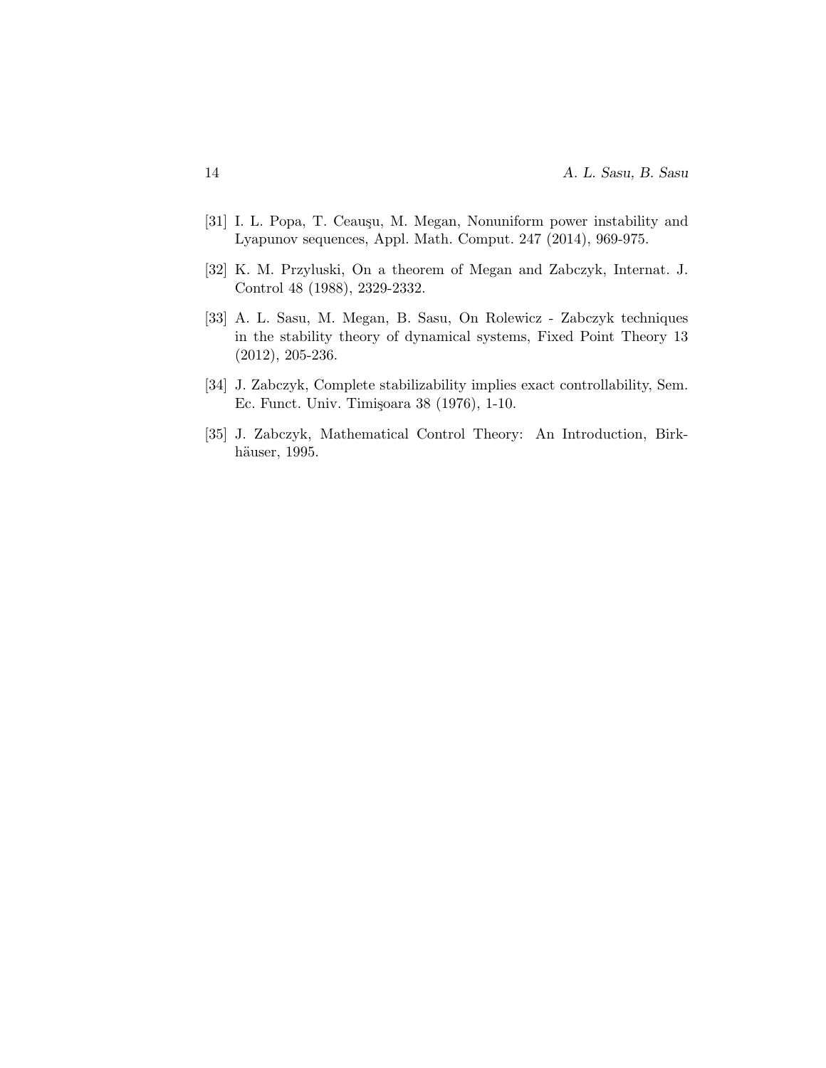[31] I. L. Popa, T. Ceauşu, M. Megan, Nonuniform power instability and Lyapunov sequences, Appl. Math. Comput. 247 (2014), 969-975.

[32] K. M. Przyluski, On a theorem of Megan and Zabczyk, Internat. J. Control 48 (1988), 2329-2332.

[33] A. L. Sasu, M. Megan, B. Sasu, On Rolewicz - Zabczyk techniques in the stability theory of dynamical systems, Fixed Point Theory 13 (2012), 205-236.

[34] J. Zabczyk, Complete stabilizability implies exact controllability, Sem. Ec. Funct. Univ. Timişoara 38 (1976), 1-10.

[35] J. Zabczyk, Mathematical Control Theory: An Introduction, Birkhäuser, 1995.